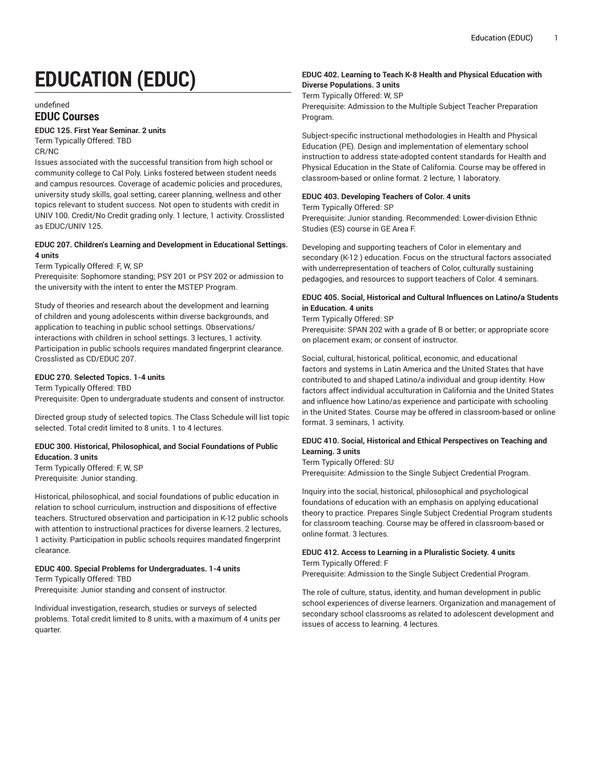# EDUCATION (EDUC)

undefined

## EDUC Courses

**EDUC 125. First Year Seminar. 2 units**

Term Typically Offered: TBD

CR/NC

Issues associated with the successful transition from high school or community college to Cal Poly. Links fostered between student needs and campus resources. Coverage of academic policies and procedures, university study skills, goal setting, career planning, wellness and other topics relevant to student success. Not open to students with credit in UNIV 100. Credit/No Credit grading only. 1 lecture, 1 activity. Crosslisted as EDUC/UNIV 125.

**EDUC 207. Children's Learning and Development in Educational Settings. 4 units**

Term Typically Offered: F, W, SP

Prerequisite: Sophomore standing; PSY 201 or PSY 202 or admission to the university with the intent to enter the MSTEP Program.

Study of theories and research about the development and learning of children and young adolescents within diverse backgrounds, and application to teaching in public school settings. Observations/interactions with children in school settings. 3 lectures, 1 activity. Participation in public schools requires mandated fingerprint clearance. Crosslisted as CD/EDUC 207.

**EDUC 270. Selected Topics. 1-4 units**

Term Typically Offered: TBD

Prerequisite: Open to undergraduate students and consent of instructor.

Directed group study of selected topics. The Class Schedule will list topic selected. Total credit limited to 8 units. 1 to 4 lectures.

**EDUC 300. Historical, Philosophical, and Social Foundations of Public Education. 3 units**

Term Typically Offered: F, W, SP

Prerequisite: Junior standing.

Historical, philosophical, and social foundations of public education in relation to school curriculum, instruction and dispositions of effective teachers. Structured observation and participation in K-12 public schools with attention to instructional practices for diverse learners. 2 lectures, 1 activity. Participation in public schools requires mandated fingerprint clearance.

**EDUC 400. Special Problems for Undergraduates. 1-4 units**

Term Typically Offered: TBD

Prerequisite: Junior standing and consent of instructor.

Individual investigation, research, studies or surveys of selected problems. Total credit limited to 8 units, with a maximum of 4 units per quarter.

**EDUC 402. Learning to Teach K-8 Health and Physical Education with Diverse Populations. 3 units**

Term Typically Offered: W, SP

Prerequisite: Admission to the Multiple Subject Teacher Preparation Program.

Subject-specific instructional methodologies in Health and Physical Education (PE). Design and implementation of elementary school instruction to address state-adopted content standards for Health and Physical Education in the State of California. Course may be offered in classroom-based or online format. 2 lecture, 1 laboratory.

**EDUC 403. Developing Teachers of Color. 4 units**

Term Typically Offered: SP

Prerequisite: Junior standing. Recommended: Lower-division Ethnic Studies (ES) course in GE Area F.

Developing and supporting teachers of Color in elementary and secondary (K-12 ) education. Focus on the structural factors associated with underrepresentation of teachers of Color, culturally sustaining pedagogies, and resources to support teachers of Color. 4 seminars.

**EDUC 405. Social, Historical and Cultural Influences on Latino/a Students in Education. 4 units**

Term Typically Offered: SP

Prerequisite: SPAN 202 with a grade of B or better; or appropriate score on placement exam; or consent of instructor.

Social, cultural, historical, political, economic, and educational factors and systems in Latin America and the United States that have contributed to and shaped Latino/a individual and group identity. How factors affect individual acculturation in California and the United States and influence how Latino/as experience and participate with schooling in the United States. Course may be offered in classroom-based or online format. 3 seminars, 1 activity.

**EDUC 410. Social, Historical and Ethical Perspectives on Teaching and Learning. 3 units**

Term Typically Offered: SU

Prerequisite: Admission to the Single Subject Credential Program.

Inquiry into the social, historical, philosophical and psychological foundations of education with an emphasis on applying educational theory to practice. Prepares Single Subject Credential Program students for classroom teaching. Course may be offered in classroom-based or online format. 3 lectures.

**EDUC 412. Access to Learning in a Pluralistic Society. 4 units**

Term Typically Offered: F

Prerequisite: Admission to the Single Subject Credential Program.

The role of culture, status, identity, and human development in public school experiences of diverse learners. Organization and management of secondary school classrooms as related to adolescent development and issues of access to learning. 4 lectures.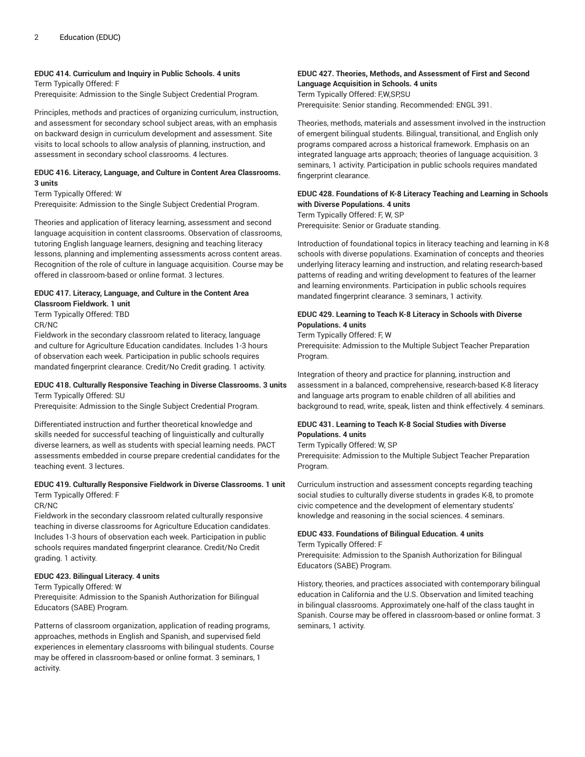#### EDUC 414. Curriculum and Inquiry in Public Schools. 4 units

Term Typically Offered: F
Prerequisite: Admission to the Single Subject Credential Program.

Principles, methods and practices of organizing curriculum, instruction, and assessment for secondary school subject areas, with an emphasis on backward design in curriculum development and assessment. Site visits to local schools to allow analysis of planning, instruction, and assessment in secondary school classrooms. 4 lectures.

#### EDUC 416. Literacy, Language, and Culture in Content Area Classrooms. 3 units

Term Typically Offered: W
Prerequisite: Admission to the Single Subject Credential Program.

Theories and application of literacy learning, assessment and second language acquisition in content classrooms. Observation of classrooms, tutoring English language learners, designing and teaching literacy lessons, planning and implementing assessments across content areas. Recognition of the role of culture in language acquisition. Course may be offered in classroom-based or online format. 3 lectures.

#### EDUC 417. Literacy, Language, and Culture in the Content Area Classroom Fieldwork. 1 unit

Term Typically Offered: TBD
CR/NC
Fieldwork in the secondary classroom related to literacy, language and culture for Agriculture Education candidates. Includes 1-3 hours of observation each week. Participation in public schools requires mandated fingerprint clearance. Credit/No Credit grading. 1 activity.

#### EDUC 418. Culturally Responsive Teaching in Diverse Classrooms. 3 units

Term Typically Offered: SU
Prerequisite: Admission to the Single Subject Credential Program.

Differentiated instruction and further theoretical knowledge and skills needed for successful teaching of linguistically and culturally diverse learners, as well as students with special learning needs. PACT assessments embedded in course prepare credential candidates for the teaching event. 3 lectures.

#### EDUC 419. Culturally Responsive Fieldwork in Diverse Classrooms. 1 unit

Term Typically Offered: F
CR/NC
Fieldwork in the secondary classroom related culturally responsive teaching in diverse classrooms for Agriculture Education candidates. Includes 1-3 hours of observation each week. Participation in public schools requires mandated fingerprint clearance. Credit/No Credit grading. 1 activity.

#### EDUC 423. Bilingual Literacy. 4 units

Term Typically Offered: W
Prerequisite: Admission to the Spanish Authorization for Bilingual Educators (SABE) Program.

Patterns of classroom organization, application of reading programs, approaches, methods in English and Spanish, and supervised field experiences in elementary classrooms with bilingual students. Course may be offered in classroom-based or online format. 3 seminars, 1 activity.

#### EDUC 427. Theories, Methods, and Assessment of First and Second Language Acquisition in Schools. 4 units

Term Typically Offered: F,W,SP,SU
Prerequisite: Senior standing. Recommended: ENGL 391.

Theories, methods, materials and assessment involved in the instruction of emergent bilingual students. Bilingual, transitional, and English only programs compared across a historical framework. Emphasis on an integrated language arts approach; theories of language acquisition. 3 seminars, 1 activity. Participation in public schools requires mandated fingerprint clearance.

#### EDUC 428. Foundations of K-8 Literacy Teaching and Learning in Schools with Diverse Populations. 4 units

Term Typically Offered: F, W, SP
Prerequisite: Senior or Graduate standing.

Introduction of foundational topics in literacy teaching and learning in K-8 schools with diverse populations. Examination of concepts and theories underlying literacy learning and instruction, and relating research-based patterns of reading and writing development to features of the learner and learning environments. Participation in public schools requires mandated fingerprint clearance. 3 seminars, 1 activity.

#### EDUC 429. Learning to Teach K-8 Literacy in Schools with Diverse Populations. 4 units

Term Typically Offered: F, W
Prerequisite: Admission to the Multiple Subject Teacher Preparation Program.

Integration of theory and practice for planning, instruction and assessment in a balanced, comprehensive, research-based K-8 literacy and language arts program to enable children of all abilities and background to read, write, speak, listen and think effectively. 4 seminars.

#### EDUC 431. Learning to Teach K-8 Social Studies with Diverse Populations. 4 units

Term Typically Offered: W, SP
Prerequisite: Admission to the Multiple Subject Teacher Preparation Program.

Curriculum instruction and assessment concepts regarding teaching social studies to culturally diverse students in grades K-8, to promote civic competence and the development of elementary students' knowledge and reasoning in the social sciences. 4 seminars.

#### EDUC 433. Foundations of Bilingual Education. 4 units

Term Typically Offered: F
Prerequisite: Admission to the Spanish Authorization for Bilingual Educators (SABE) Program.

History, theories, and practices associated with contemporary bilingual education in California and the U.S. Observation and limited teaching in bilingual classrooms. Approximately one-half of the class taught in Spanish. Course may be offered in classroom-based or online format. 3 seminars, 1 activity.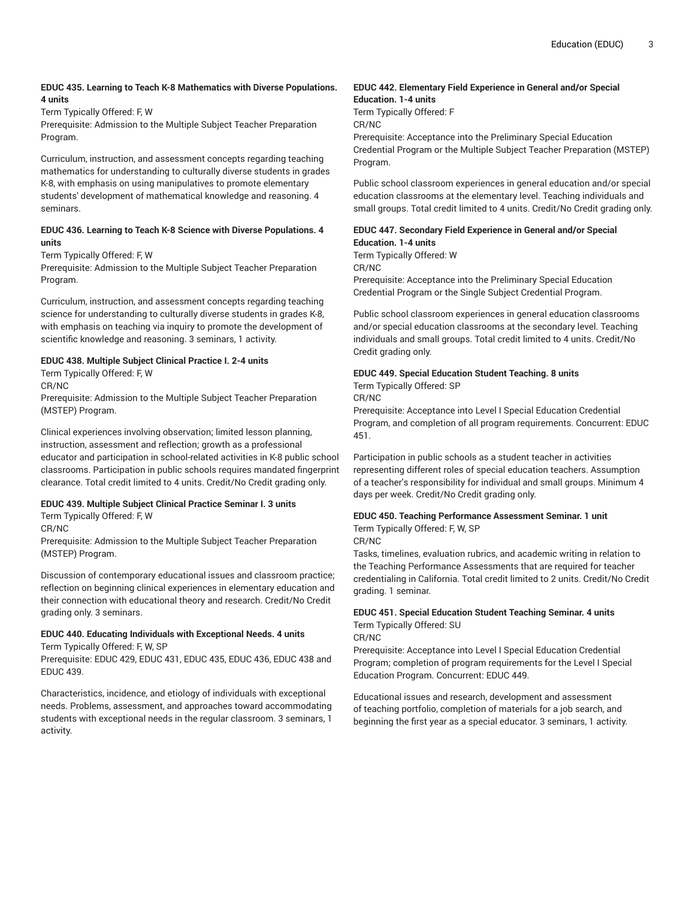**EDUC 435. Learning to Teach K-8 Mathematics with Diverse Populations. 4 units**

Term Typically Offered: F, W

Prerequisite: Admission to the Multiple Subject Teacher Preparation Program.

Curriculum, instruction, and assessment concepts regarding teaching mathematics for understanding to culturally diverse students in grades K-8, with emphasis on using manipulatives to promote elementary students' development of mathematical knowledge and reasoning. 4 seminars.

**EDUC 436. Learning to Teach K-8 Science with Diverse Populations. 4 units**

Term Typically Offered: F, W

Prerequisite: Admission to the Multiple Subject Teacher Preparation Program.

Curriculum, instruction, and assessment concepts regarding teaching science for understanding to culturally diverse students in grades K-8, with emphasis on teaching via inquiry to promote the development of scientific knowledge and reasoning. 3 seminars, 1 activity.

**EDUC 438. Multiple Subject Clinical Practice I. 2-4 units**

Term Typically Offered: F, W

CR/NC

Prerequisite: Admission to the Multiple Subject Teacher Preparation (MSTEP) Program.

Clinical experiences involving observation; limited lesson planning, instruction, assessment and reflection; growth as a professional educator and participation in school-related activities in K-8 public school classrooms. Participation in public schools requires mandated fingerprint clearance. Total credit limited to 4 units. Credit/No Credit grading only.

**EDUC 439. Multiple Subject Clinical Practice Seminar I. 3 units**

Term Typically Offered: F, W

CR/NC

Prerequisite: Admission to the Multiple Subject Teacher Preparation (MSTEP) Program.

Discussion of contemporary educational issues and classroom practice; reflection on beginning clinical experiences in elementary education and their connection with educational theory and research. Credit/No Credit grading only. 3 seminars.

**EDUC 440. Educating Individuals with Exceptional Needs. 4 units**

Term Typically Offered: F, W, SP

Prerequisite: EDUC 429, EDUC 431, EDUC 435, EDUC 436, EDUC 438 and EDUC 439.

Characteristics, incidence, and etiology of individuals with exceptional needs. Problems, assessment, and approaches toward accommodating students with exceptional needs in the regular classroom. 3 seminars, 1 activity.

**EDUC 442. Elementary Field Experience in General and/or Special Education. 1-4 units**

Term Typically Offered: F

CR/NC

Prerequisite: Acceptance into the Preliminary Special Education Credential Program or the Multiple Subject Teacher Preparation (MSTEP) Program.

Public school classroom experiences in general education and/or special education classrooms at the elementary level. Teaching individuals and small groups. Total credit limited to 4 units. Credit/No Credit grading only.

**EDUC 447. Secondary Field Experience in General and/or Special Education. 1-4 units**

Term Typically Offered: W

CR/NC

Prerequisite: Acceptance into the Preliminary Special Education Credential Program or the Single Subject Credential Program.

Public school classroom experiences in general education classrooms and/or special education classrooms at the secondary level. Teaching individuals and small groups. Total credit limited to 4 units. Credit/No Credit grading only.

**EDUC 449. Special Education Student Teaching. 8 units**

Term Typically Offered: SP

CR/NC

Prerequisite: Acceptance into Level I Special Education Credential Program, and completion of all program requirements. Concurrent: EDUC 451.

Participation in public schools as a student teacher in activities representing different roles of special education teachers. Assumption of a teacher's responsibility for individual and small groups. Minimum 4 days per week. Credit/No Credit grading only.

**EDUC 450. Teaching Performance Assessment Seminar. 1 unit**

Term Typically Offered: F, W, SP

CR/NC

Tasks, timelines, evaluation rubrics, and academic writing in relation to the Teaching Performance Assessments that are required for teacher credentialing in California. Total credit limited to 2 units. Credit/No Credit grading. 1 seminar.

**EDUC 451. Special Education Student Teaching Seminar. 4 units**

Term Typically Offered: SU

CR/NC

Prerequisite: Acceptance into Level I Special Education Credential Program; completion of program requirements for the Level I Special Education Program. Concurrent: EDUC 449.

Educational issues and research, development and assessment of teaching portfolio, completion of materials for a job search, and beginning the first year as a special educator. 3 seminars, 1 activity.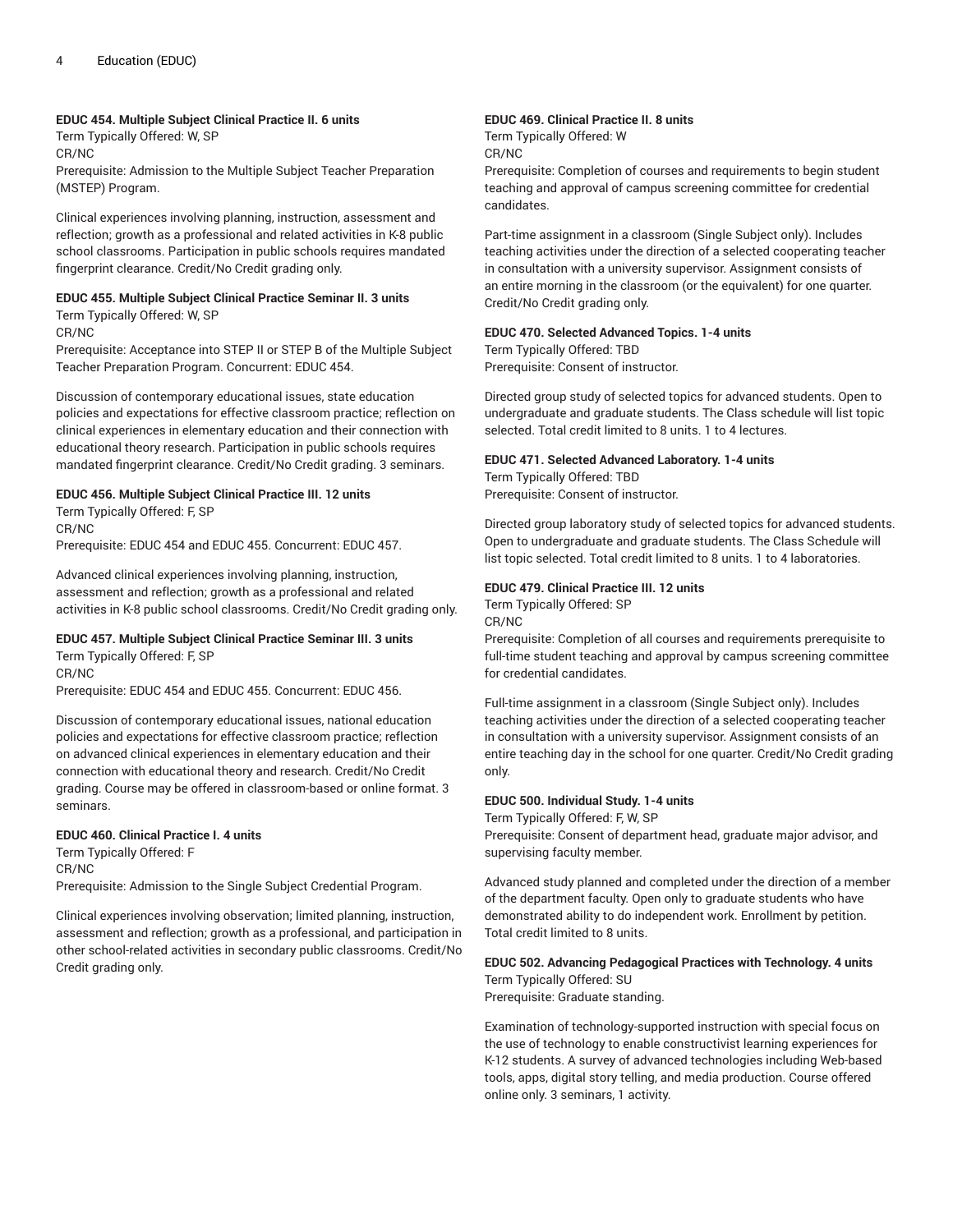**EDUC 454. Multiple Subject Clinical Practice II. 6 units**
Term Typically Offered: W, SP
CR/NC
Prerequisite: Admission to the Multiple Subject Teacher Preparation (MSTEP) Program.

Clinical experiences involving planning, instruction, assessment and reflection; growth as a professional and related activities in K-8 public school classrooms. Participation in public schools requires mandated fingerprint clearance. Credit/No Credit grading only.

**EDUC 455. Multiple Subject Clinical Practice Seminar II. 3 units**
Term Typically Offered: W, SP
CR/NC
Prerequisite: Acceptance into STEP II or STEP B of the Multiple Subject Teacher Preparation Program. Concurrent: EDUC 454.

Discussion of contemporary educational issues, state education policies and expectations for effective classroom practice; reflection on clinical experiences in elementary education and their connection with educational theory research. Participation in public schools requires mandated fingerprint clearance. Credit/No Credit grading. 3 seminars.

**EDUC 456. Multiple Subject Clinical Practice III. 12 units**
Term Typically Offered: F, SP
CR/NC
Prerequisite: EDUC 454 and EDUC 455. Concurrent: EDUC 457.

Advanced clinical experiences involving planning, instruction, assessment and reflection; growth as a professional and related activities in K-8 public school classrooms. Credit/No Credit grading only.

**EDUC 457. Multiple Subject Clinical Practice Seminar III. 3 units**
Term Typically Offered: F, SP
CR/NC
Prerequisite: EDUC 454 and EDUC 455. Concurrent: EDUC 456.

Discussion of contemporary educational issues, national education policies and expectations for effective classroom practice; reflection on advanced clinical experiences in elementary education and their connection with educational theory and research. Credit/No Credit grading. Course may be offered in classroom-based or online format. 3 seminars.

**EDUC 460. Clinical Practice I. 4 units**
Term Typically Offered: F
CR/NC
Prerequisite: Admission to the Single Subject Credential Program.

Clinical experiences involving observation; limited planning, instruction, assessment and reflection; growth as a professional, and participation in other school-related activities in secondary public classrooms. Credit/No Credit grading only.

**EDUC 469. Clinical Practice II. 8 units**
Term Typically Offered: W
CR/NC
Prerequisite: Completion of courses and requirements to begin student teaching and approval of campus screening committee for credential candidates.

Part-time assignment in a classroom (Single Subject only). Includes teaching activities under the direction of a selected cooperating teacher in consultation with a university supervisor. Assignment consists of an entire morning in the classroom (or the equivalent) for one quarter. Credit/No Credit grading only.

**EDUC 470. Selected Advanced Topics. 1-4 units**
Term Typically Offered: TBD
Prerequisite: Consent of instructor.

Directed group study of selected topics for advanced students. Open to undergraduate and graduate students. The Class schedule will list topic selected. Total credit limited to 8 units. 1 to 4 lectures.

**EDUC 471. Selected Advanced Laboratory. 1-4 units**
Term Typically Offered: TBD
Prerequisite: Consent of instructor.

Directed group laboratory study of selected topics for advanced students. Open to undergraduate and graduate students. The Class Schedule will list topic selected. Total credit limited to 8 units. 1 to 4 laboratories.

**EDUC 479. Clinical Practice III. 12 units**
Term Typically Offered: SP
CR/NC
Prerequisite: Completion of all courses and requirements prerequisite to full-time student teaching and approval by campus screening committee for credential candidates.

Full-time assignment in a classroom (Single Subject only). Includes teaching activities under the direction of a selected cooperating teacher in consultation with a university supervisor. Assignment consists of an entire teaching day in the school for one quarter. Credit/No Credit grading only.

**EDUC 500. Individual Study. 1-4 units**
Term Typically Offered: F, W, SP
Prerequisite: Consent of department head, graduate major advisor, and supervising faculty member.

Advanced study planned and completed under the direction of a member of the department faculty. Open only to graduate students who have demonstrated ability to do independent work. Enrollment by petition. Total credit limited to 8 units.

**EDUC 502. Advancing Pedagogical Practices with Technology. 4 units**
Term Typically Offered: SU
Prerequisite: Graduate standing.

Examination of technology-supported instruction with special focus on the use of technology to enable constructivist learning experiences for K-12 students. A survey of advanced technologies including Web-based tools, apps, digital story telling, and media production. Course offered online only. 3 seminars, 1 activity.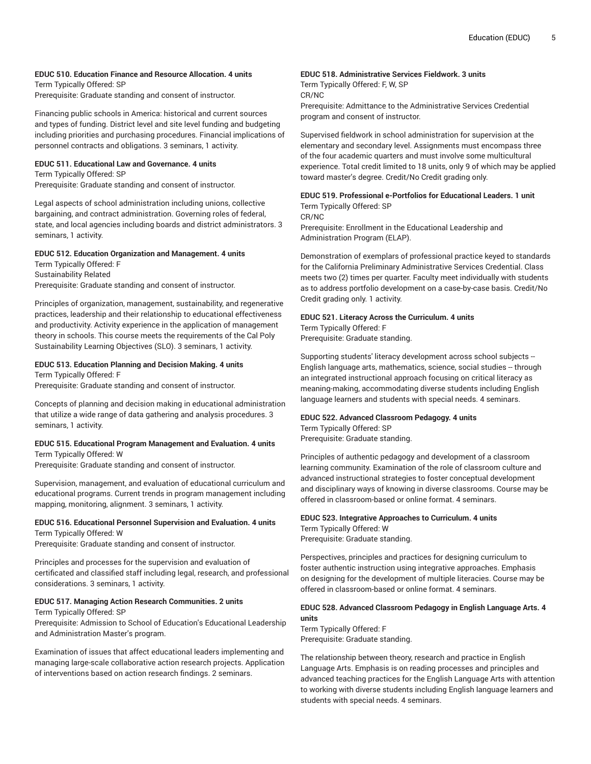**EDUC 510. Education Finance and Resource Allocation. 4 units**
Term Typically Offered: SP
Prerequisite: Graduate standing and consent of instructor.

Financing public schools in America: historical and current sources and types of funding. District level and site level funding and budgeting including priorities and purchasing procedures. Financial implications of personnel contracts and obligations. 3 seminars, 1 activity.

**EDUC 511. Educational Law and Governance. 4 units**
Term Typically Offered: SP
Prerequisite: Graduate standing and consent of instructor.

Legal aspects of school administration including unions, collective bargaining, and contract administration. Governing roles of federal, state, and local agencies including boards and district administrators. 3 seminars, 1 activity.

**EDUC 512. Education Organization and Management. 4 units**
Term Typically Offered: F
Sustainability Related
Prerequisite: Graduate standing and consent of instructor.

Principles of organization, management, sustainability, and regenerative practices, leadership and their relationship to educational effectiveness and productivity. Activity experience in the application of management theory in schools. This course meets the requirements of the Cal Poly Sustainability Learning Objectives (SLO). 3 seminars, 1 activity.

**EDUC 513. Education Planning and Decision Making. 4 units**
Term Typically Offered: F
Prerequisite: Graduate standing and consent of instructor.

Concepts of planning and decision making in educational administration that utilize a wide range of data gathering and analysis procedures. 3 seminars, 1 activity.

**EDUC 515. Educational Program Management and Evaluation. 4 units**
Term Typically Offered: W
Prerequisite: Graduate standing and consent of instructor.

Supervision, management, and evaluation of educational curriculum and educational programs. Current trends in program management including mapping, monitoring, alignment. 3 seminars, 1 activity.

**EDUC 516. Educational Personnel Supervision and Evaluation. 4 units**
Term Typically Offered: W
Prerequisite: Graduate standing and consent of instructor.

Principles and processes for the supervision and evaluation of certificated and classified staff including legal, research, and professional considerations. 3 seminars, 1 activity.

**EDUC 517. Managing Action Research Communities. 2 units**
Term Typically Offered: SP
Prerequisite: Admission to School of Education's Educational Leadership and Administration Master's program.

Examination of issues that affect educational leaders implementing and managing large-scale collaborative action research projects. Application of interventions based on action research findings. 2 seminars.

**EDUC 518. Administrative Services Fieldwork. 3 units**
Term Typically Offered: F, W, SP
CR/NC
Prerequisite: Admittance to the Administrative Services Credential program and consent of instructor.

Supervised fieldwork in school administration for supervision at the elementary and secondary level. Assignments must encompass three of the four academic quarters and must involve some multicultural experience. Total credit limited to 18 units, only 9 of which may be applied toward master's degree. Credit/No Credit grading only.

**EDUC 519. Professional e-Portfolios for Educational Leaders. 1 unit**
Term Typically Offered: SP
CR/NC
Prerequisite: Enrollment in the Educational Leadership and Administration Program (ELAP).

Demonstration of exemplars of professional practice keyed to standards for the California Preliminary Administrative Services Credential. Class meets two (2) times per quarter. Faculty meet individually with students as to address portfolio development on a case-by-case basis. Credit/No Credit grading only. 1 activity.

**EDUC 521. Literacy Across the Curriculum. 4 units**
Term Typically Offered: F
Prerequisite: Graduate standing.

Supporting students' literacy development across school subjects -- English language arts, mathematics, science, social studies -- through an integrated instructional approach focusing on critical literacy as meaning-making, accommodating diverse students including English language learners and students with special needs. 4 seminars.

**EDUC 522. Advanced Classroom Pedagogy. 4 units**
Term Typically Offered: SP
Prerequisite: Graduate standing.

Principles of authentic pedagogy and development of a classroom learning community. Examination of the role of classroom culture and advanced instructional strategies to foster conceptual development and disciplinary ways of knowing in diverse classrooms. Course may be offered in classroom-based or online format. 4 seminars.

**EDUC 523. Integrative Approaches to Curriculum. 4 units**
Term Typically Offered: W
Prerequisite: Graduate standing.

Perspectives, principles and practices for designing curriculum to foster authentic instruction using integrative approaches. Emphasis on designing for the development of multiple literacies. Course may be offered in classroom-based or online format. 4 seminars.

**EDUC 528. Advanced Classroom Pedagogy in English Language Arts. 4 units**
Term Typically Offered: F
Prerequisite: Graduate standing.

The relationship between theory, research and practice in English Language Arts. Emphasis is on reading processes and principles and advanced teaching practices for the English Language Arts with attention to working with diverse students including English language learners and students with special needs. 4 seminars.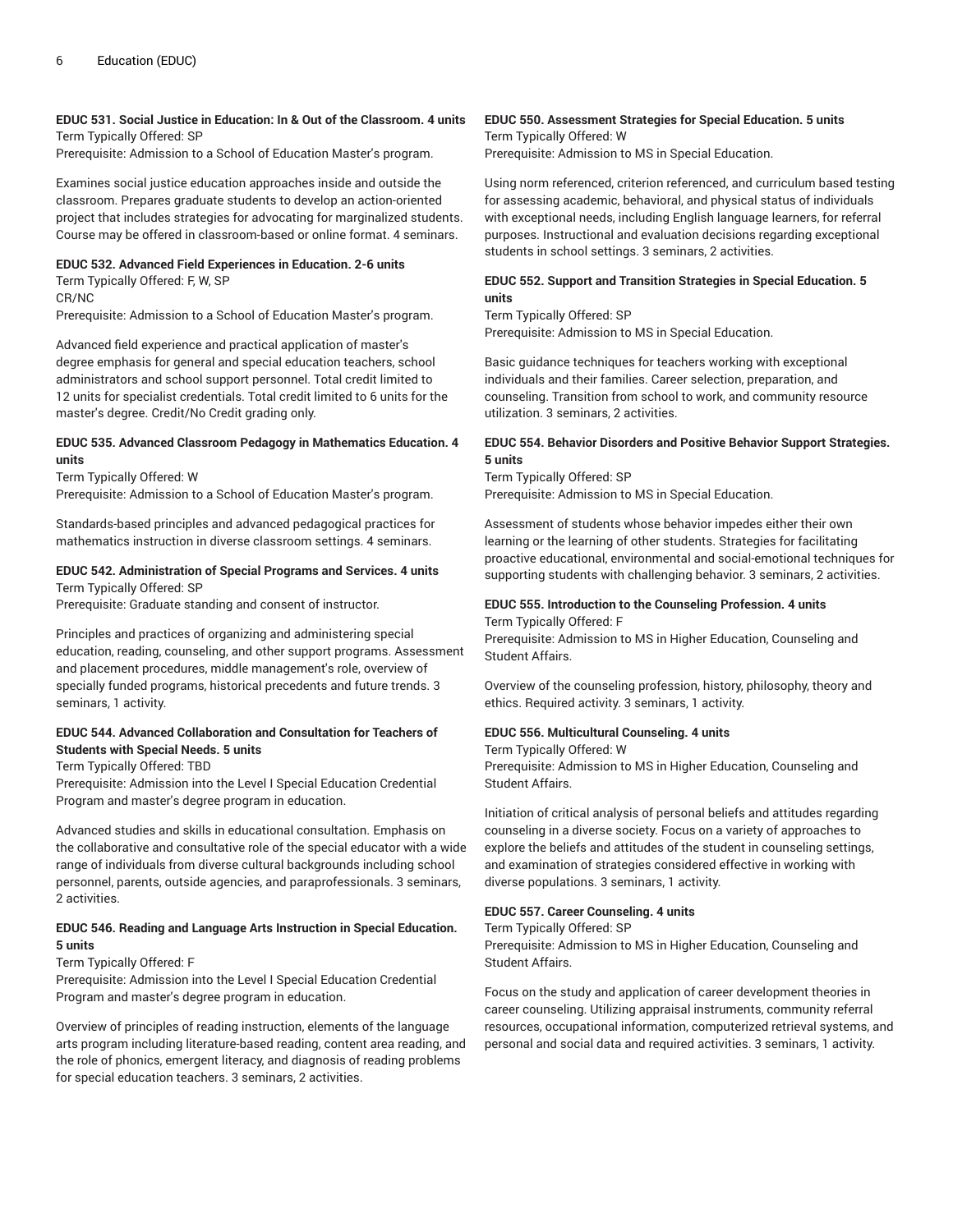**EDUC 531. Social Justice in Education: In & Out of the Classroom. 4 units**
Term Typically Offered: SP
Prerequisite: Admission to a School of Education Master's program.

Examines social justice education approaches inside and outside the classroom. Prepares graduate students to develop an action-oriented project that includes strategies for advocating for marginalized students. Course may be offered in classroom-based or online format. 4 seminars.

**EDUC 532. Advanced Field Experiences in Education. 2-6 units**
Term Typically Offered: F, W, SP
CR/NC
Prerequisite: Admission to a School of Education Master's program.

Advanced field experience and practical application of master's degree emphasis for general and special education teachers, school administrators and school support personnel. Total credit limited to 12 units for specialist credentials. Total credit limited to 6 units for the master's degree. Credit/No Credit grading only.

**EDUC 535. Advanced Classroom Pedagogy in Mathematics Education. 4 units**
Term Typically Offered: W
Prerequisite: Admission to a School of Education Master's program.

Standards-based principles and advanced pedagogical practices for mathematics instruction in diverse classroom settings. 4 seminars.

**EDUC 542. Administration of Special Programs and Services. 4 units**
Term Typically Offered: SP
Prerequisite: Graduate standing and consent of instructor.

Principles and practices of organizing and administering special education, reading, counseling, and other support programs. Assessment and placement procedures, middle management's role, overview of specially funded programs, historical precedents and future trends. 3 seminars, 1 activity.

**EDUC 544. Advanced Collaboration and Consultation for Teachers of Students with Special Needs. 5 units**
Term Typically Offered: TBD
Prerequisite: Admission into the Level I Special Education Credential Program and master's degree program in education.

Advanced studies and skills in educational consultation. Emphasis on the collaborative and consultative role of the special educator with a wide range of individuals from diverse cultural backgrounds including school personnel, parents, outside agencies, and paraprofessionals. 3 seminars, 2 activities.

**EDUC 546. Reading and Language Arts Instruction in Special Education. 5 units**
Term Typically Offered: F
Prerequisite: Admission into the Level I Special Education Credential Program and master's degree program in education.

Overview of principles of reading instruction, elements of the language arts program including literature-based reading, content area reading, and the role of phonics, emergent literacy, and diagnosis of reading problems for special education teachers. 3 seminars, 2 activities.

**EDUC 550. Assessment Strategies for Special Education. 5 units**
Term Typically Offered: W
Prerequisite: Admission to MS in Special Education.

Using norm referenced, criterion referenced, and curriculum based testing for assessing academic, behavioral, and physical status of individuals with exceptional needs, including English language learners, for referral purposes. Instructional and evaluation decisions regarding exceptional students in school settings. 3 seminars, 2 activities.

**EDUC 552. Support and Transition Strategies in Special Education. 5 units**
Term Typically Offered: SP
Prerequisite: Admission to MS in Special Education.

Basic guidance techniques for teachers working with exceptional individuals and their families. Career selection, preparation, and counseling. Transition from school to work, and community resource utilization. 3 seminars, 2 activities.

**EDUC 554. Behavior Disorders and Positive Behavior Support Strategies. 5 units**
Term Typically Offered: SP
Prerequisite: Admission to MS in Special Education.

Assessment of students whose behavior impedes either their own learning or the learning of other students. Strategies for facilitating proactive educational, environmental and social-emotional techniques for supporting students with challenging behavior. 3 seminars, 2 activities.

**EDUC 555. Introduction to the Counseling Profession. 4 units**
Term Typically Offered: F
Prerequisite: Admission to MS in Higher Education, Counseling and Student Affairs.

Overview of the counseling profession, history, philosophy, theory and ethics. Required activity. 3 seminars, 1 activity.

**EDUC 556. Multicultural Counseling. 4 units**
Term Typically Offered: W
Prerequisite: Admission to MS in Higher Education, Counseling and Student Affairs.

Initiation of critical analysis of personal beliefs and attitudes regarding counseling in a diverse society. Focus on a variety of approaches to explore the beliefs and attitudes of the student in counseling settings, and examination of strategies considered effective in working with diverse populations. 3 seminars, 1 activity.

**EDUC 557. Career Counseling. 4 units**
Term Typically Offered: SP
Prerequisite: Admission to MS in Higher Education, Counseling and Student Affairs.

Focus on the study and application of career development theories in career counseling. Utilizing appraisal instruments, community referral resources, occupational information, computerized retrieval systems, and personal and social data and required activities. 3 seminars, 1 activity.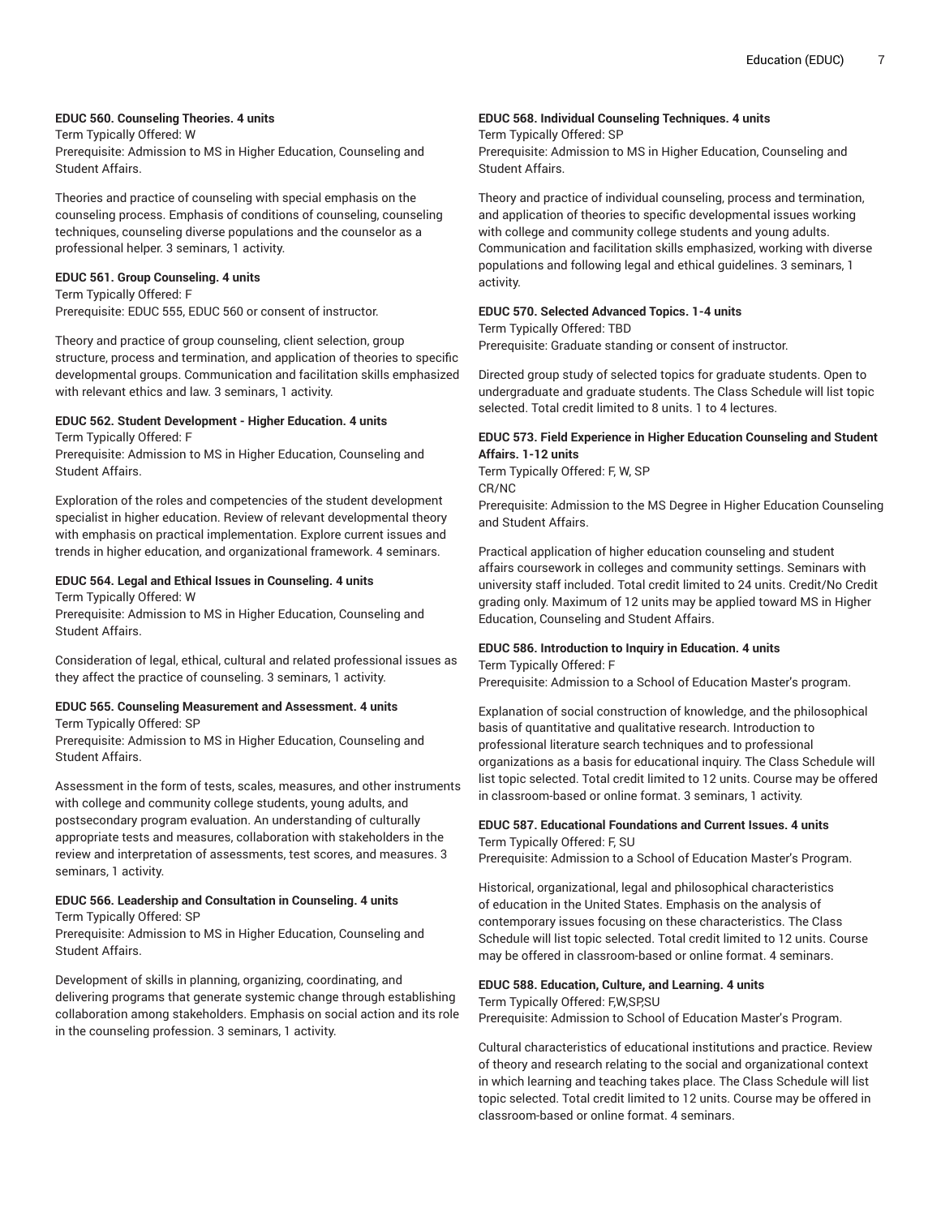**EDUC 560. Counseling Theories. 4 units**
Term Typically Offered: W
Prerequisite: Admission to MS in Higher Education, Counseling and Student Affairs.

Theories and practice of counseling with special emphasis on the counseling process. Emphasis of conditions of counseling, counseling techniques, counseling diverse populations and the counselor as a professional helper. 3 seminars, 1 activity.

**EDUC 561. Group Counseling. 4 units**
Term Typically Offered: F
Prerequisite: EDUC 555, EDUC 560 or consent of instructor.

Theory and practice of group counseling, client selection, group structure, process and termination, and application of theories to specific developmental groups. Communication and facilitation skills emphasized with relevant ethics and law. 3 seminars, 1 activity.

**EDUC 562. Student Development - Higher Education. 4 units**
Term Typically Offered: F
Prerequisite: Admission to MS in Higher Education, Counseling and Student Affairs.

Exploration of the roles and competencies of the student development specialist in higher education. Review of relevant developmental theory with emphasis on practical implementation. Explore current issues and trends in higher education, and organizational framework. 4 seminars.

**EDUC 564. Legal and Ethical Issues in Counseling. 4 units**
Term Typically Offered: W
Prerequisite: Admission to MS in Higher Education, Counseling and Student Affairs.

Consideration of legal, ethical, cultural and related professional issues as they affect the practice of counseling. 3 seminars, 1 activity.

**EDUC 565. Counseling Measurement and Assessment. 4 units**
Term Typically Offered: SP
Prerequisite: Admission to MS in Higher Education, Counseling and Student Affairs.

Assessment in the form of tests, scales, measures, and other instruments with college and community college students, young adults, and postsecondary program evaluation. An understanding of culturally appropriate tests and measures, collaboration with stakeholders in the review and interpretation of assessments, test scores, and measures. 3 seminars, 1 activity.

**EDUC 566. Leadership and Consultation in Counseling. 4 units**
Term Typically Offered: SP
Prerequisite: Admission to MS in Higher Education, Counseling and Student Affairs.

Development of skills in planning, organizing, coordinating, and delivering programs that generate systemic change through establishing collaboration among stakeholders. Emphasis on social action and its role in the counseling profession. 3 seminars, 1 activity.

**EDUC 568. Individual Counseling Techniques. 4 units**
Term Typically Offered: SP
Prerequisite: Admission to MS in Higher Education, Counseling and Student Affairs.

Theory and practice of individual counseling, process and termination, and application of theories to specific developmental issues working with college and community college students and young adults. Communication and facilitation skills emphasized, working with diverse populations and following legal and ethical guidelines. 3 seminars, 1 activity.

**EDUC 570. Selected Advanced Topics. 1-4 units**
Term Typically Offered: TBD
Prerequisite: Graduate standing or consent of instructor.

Directed group study of selected topics for graduate students. Open to undergraduate and graduate students. The Class Schedule will list topic selected. Total credit limited to 8 units. 1 to 4 lectures.

**EDUC 573. Field Experience in Higher Education Counseling and Student Affairs. 1-12 units**
Term Typically Offered: F, W, SP
CR/NC
Prerequisite: Admission to the MS Degree in Higher Education Counseling and Student Affairs.

Practical application of higher education counseling and student affairs coursework in colleges and community settings. Seminars with university staff included. Total credit limited to 24 units. Credit/No Credit grading only. Maximum of 12 units may be applied toward MS in Higher Education, Counseling and Student Affairs.

**EDUC 586. Introduction to Inquiry in Education. 4 units**
Term Typically Offered: F
Prerequisite: Admission to a School of Education Master's program.

Explanation of social construction of knowledge, and the philosophical basis of quantitative and qualitative research. Introduction to professional literature search techniques and to professional organizations as a basis for educational inquiry. The Class Schedule will list topic selected. Total credit limited to 12 units. Course may be offered in classroom-based or online format. 3 seminars, 1 activity.

**EDUC 587. Educational Foundations and Current Issues. 4 units**
Term Typically Offered: F, SU
Prerequisite: Admission to a School of Education Master's Program.

Historical, organizational, legal and philosophical characteristics of education in the United States. Emphasis on the analysis of contemporary issues focusing on these characteristics. The Class Schedule will list topic selected. Total credit limited to 12 units. Course may be offered in classroom-based or online format. 4 seminars.

**EDUC 588. Education, Culture, and Learning. 4 units**
Term Typically Offered: F,W,SP,SU
Prerequisite: Admission to School of Education Master's Program.

Cultural characteristics of educational institutions and practice. Review of theory and research relating to the social and organizational context in which learning and teaching takes place. The Class Schedule will list topic selected. Total credit limited to 12 units. Course may be offered in classroom-based or online format. 4 seminars.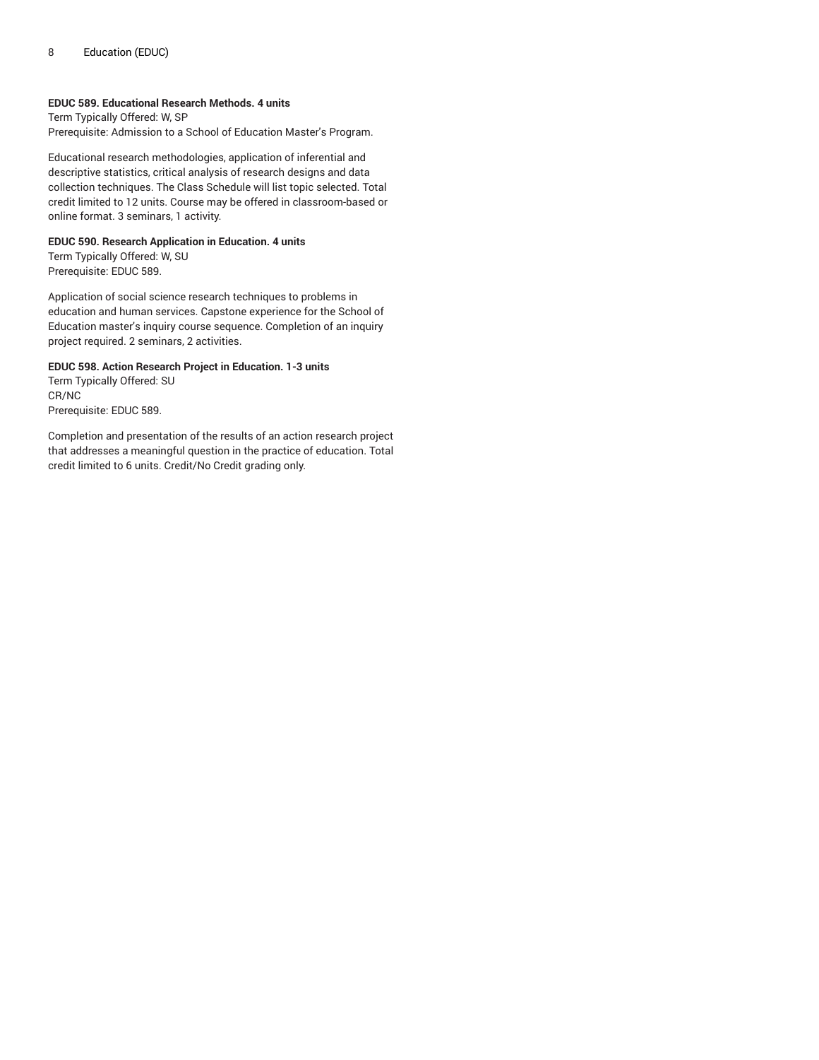**EDUC 589. Educational Research Methods. 4 units**
Term Typically Offered: W, SP
Prerequisite: Admission to a School of Education Master's Program.

Educational research methodologies, application of inferential and descriptive statistics, critical analysis of research designs and data collection techniques. The Class Schedule will list topic selected. Total credit limited to 12 units. Course may be offered in classroom-based or online format. 3 seminars, 1 activity.

**EDUC 590. Research Application in Education. 4 units**
Term Typically Offered: W, SU
Prerequisite: EDUC 589.

Application of social science research techniques to problems in education and human services. Capstone experience for the School of Education master's inquiry course sequence. Completion of an inquiry project required. 2 seminars, 2 activities.

**EDUC 598. Action Research Project in Education. 1-3 units**
Term Typically Offered: SU
CR/NC
Prerequisite: EDUC 589.

Completion and presentation of the results of an action research project that addresses a meaningful question in the practice of education. Total credit limited to 6 units. Credit/No Credit grading only.